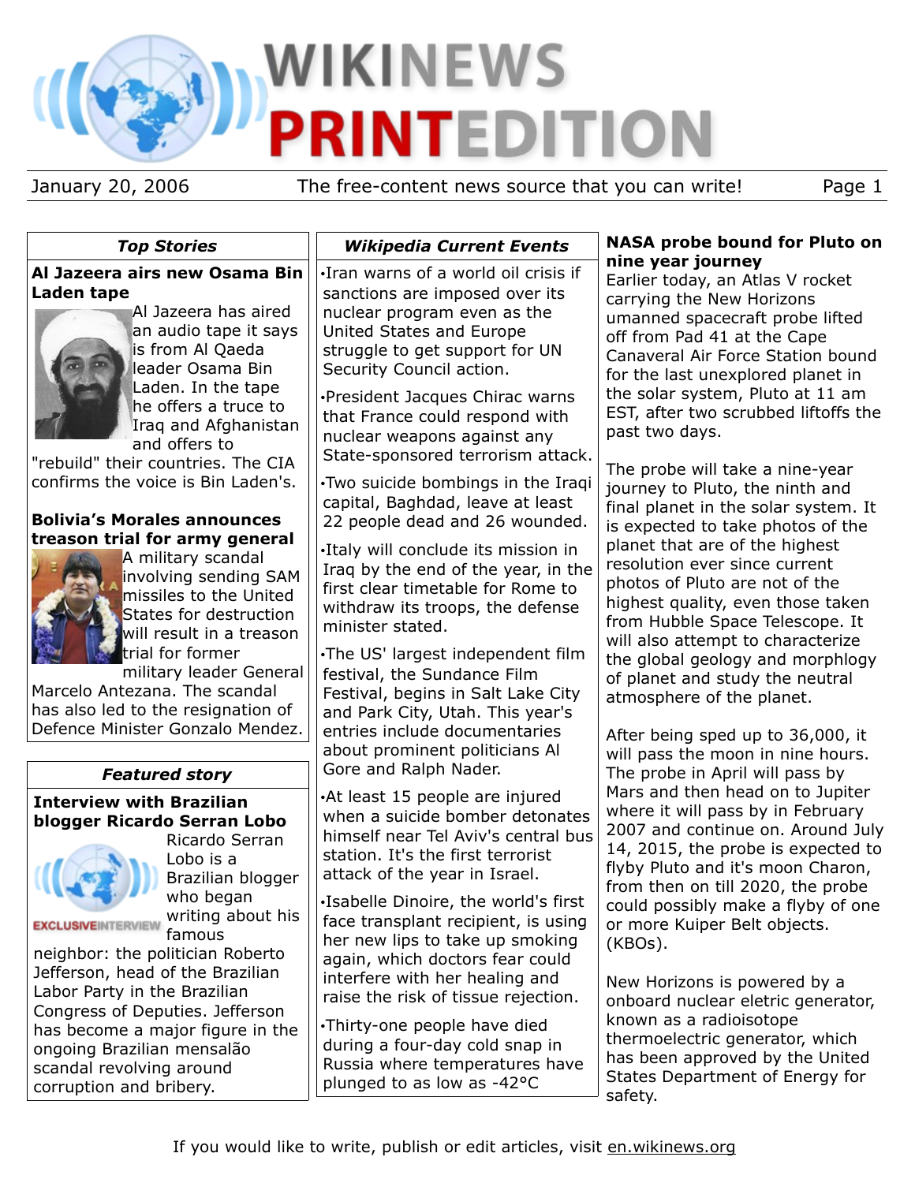# WIKINEWS PRINTEDITION

January 20, 2006 The free-content news source that you can write!

## *Top Stories*

### Al Jazeera airs new Osama Bin Laden tape

Al Jazeera has aired an audio tape it says is from Al Qaeda leader Osama Bin Laden. In the tape he offers a truce to Iraq and Afghanistan and offers to "rebuild" their countries. The CIA confirms the voice is Bin Laden's.

### Bolivia's Morales announces treason trial for army general

A military scandal involving sending SAM missiles to the United States for destruction will result in a treason trial for former military leader General Marcelo Antezana. The scandal has also led to the resignation of Defence Minister Gonzalo Mendez.

## *Featured story*

### Interview with Brazilian blogger Ricardo Serran Lobo

EXCLUSIVEINTERVIEW

Ricardo Serran Lobo is a Brazilian blogger who began writing about his famous neighbor: the politician Roberto Jefferson, head of the Brazilian Labor Party in the Brazilian Congress of Deputies. Jefferson has become a major figure in the ongoing Brazilian mensalão scandal revolving around corruption and bribery.

## *Wikipedia Current Events*

- Iran warns of a world oil crisis if sanctions are imposed over its nuclear program even as the United States and Europe struggle to get support for UN Security Council action.
- President Jacques Chirac warns that France could respond with nuclear weapons against any State-sponsored terrorism attack.
- Two suicide bombings in the Iraqi capital, Baghdad, leave at least 22 people dead and 26 wounded.
- Italy will conclude its mission in Iraq by the end of the year, in the first clear timetable for Rome to withdraw its troops, the defense minister stated.
- The US' largest independent film festival, the Sundance Film Festival, begins in Salt Lake City and Park City, Utah. This year's entries include documentaries about prominent politicians Al Gore and Ralph Nader.
- At least 15 people are injured when a suicide bomber detonates himself near Tel Aviv's central bus station. It's the first terrorist attack of the year in Israel.
- Isabelle Dinoire, the world's first face transplant recipient, is using her new lips to take up smoking again, which doctors fear could interfere with her healing and raise the risk of tissue rejection.
- Thirty-one people have died during a four-day cold snap in Russia where temperatures have plunged to as low as -42°C

### NASA probe bound for Pluto on nine year journey

Earlier today, an Atlas V rocket carrying the New Horizons umanned spacecraft probe lifted off from Pad 41 at the Cape Canaveral Air Force Station bound for the last unexplored planet in the solar system, Pluto at 11 am EST, after two scrubbed liftoffs the past two days.

The probe will take a nine-year journey to Pluto, the ninth and final planet in the solar system. It is expected to take photos of the planet that are of the highest resolution ever since current photos of Pluto are not of the highest quality, even those taken from Hubble Space Telescope. It will also attempt to characterize the global geology and morphlogy of planet and study the neutral atmosphere of the planet.

After being sped up to 36,000, it will pass the moon in nine hours. The probe in April will pass by Mars and then head on to Jupiter where it will pass by in February 2007 and continue on. Around July 14, 2015, the probe is expected to flyby Pluto and it's moon Charon, from then on till 2020, the probe could possibly make a flyby of one or more Kuiper Belt objects. (KBOs).

New Horizons is powered by a onboard nuclear eletric generator, known as a radioisotope thermoelectric generator, which has been approved by the United States Department of Energy for safety.

If you would like to write, publish or edit articles, visit en.wikinews.org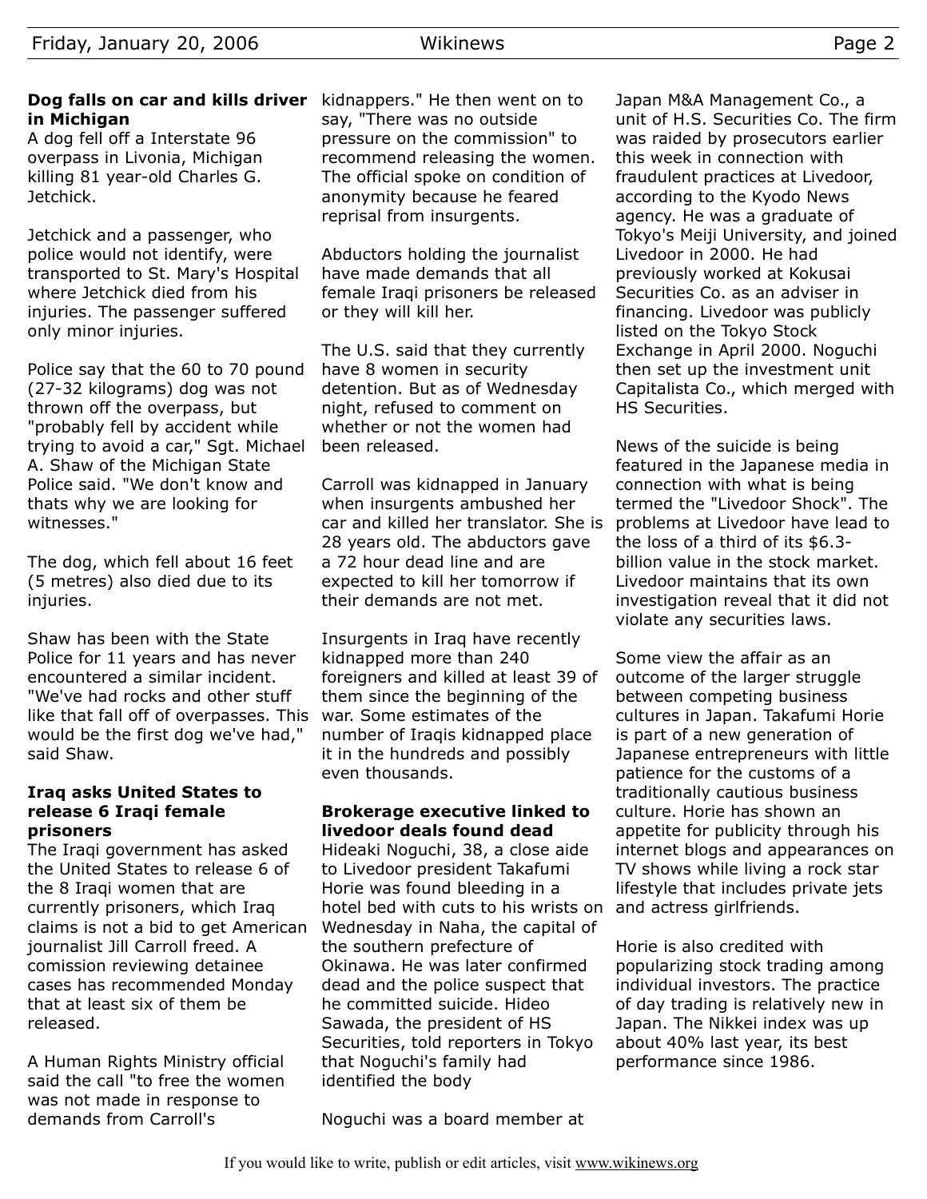### Dog falls on car and kills driver in Michigan

A dog fell off a Interstate 96 overpass in Livonia, Michigan killing 81 year-old Charles G. Jetchick.

Jetchick and a passenger, who police would not identify, were transported to St. Mary's Hospital where Jetchick died from his injuries. The passenger suffered only minor injuries.

Police say that the 60 to 70 pound (27-32 kilograms) dog was not thrown off the overpass, but "probably fell by accident while trying to avoid a car," Sgt. Michael A. Shaw of the Michigan State Police said. "We don't know and thats why we are looking for witnesses."

The dog, which fell about 16 feet (5 metres) also died due to its injuries.

Shaw has been with the State Police for 11 years and has never encountered a similar incident. "We've had rocks and other stuff like that fall off of overpasses. This would be the first dog we've had," said Shaw.

### Iraq asks United States to release 6 Iraqi female prisoners

The Iraqi government has asked the United States to release 6 of the 8 Iraqi women that are currently prisoners, which Iraq claims is not a bid to get American journalist Jill Carroll freed. A comission reviewing detainee cases has recommended Monday that at least six of them be released.

A Human Rights Ministry official said the call "to free the women was not made in response to demands from Carroll's kidnappers." He then went on to say, "There was no outside pressure on the commission" to recommend releasing the women. The official spoke on condition of anonymity because he feared reprisal from insurgents.

Abductors holding the journalist have made demands that all female Iraqi prisoners be released or they will kill her.

The U.S. said that they currently have 8 women in security detention. But as of Wednesday night, refused to comment on whether or not the women had been released.

Carroll was kidnapped in January when insurgents ambushed her car and killed her translator. She is 28 years old. The abductors gave a 72 hour dead line and are expected to kill her tomorrow if their demands are not met.

Insurgents in Iraq have recently kidnapped more than 240 foreigners and killed at least 39 of them since the beginning of the war. Some estimates of the number of Iraqis kidnapped place it in the hundreds and possibly even thousands.

### Brokerage executive linked to livedoor deals found dead

Hideaki Noguchi, 38, a close aide to Livedoor president Takafumi Horie was found bleeding in a hotel bed with cuts to his wrists on Wednesday in Naha, the capital of the southern prefecture of Okinawa. He was later confirmed dead and the police suspect that he committed suicide. Hideo Sawada, the president of HS Securities, told reporters in Tokyo that Noguchi's family had identified the body

Noguchi was a board member at Japan M&A Management Co., a unit of H.S. Securities Co. The firm was raided by prosecutors earlier this week in connection with fraudulent practices at Livedoor, according to the Kyodo News agency. He was a graduate of Tokyo's Meiji University, and joined Livedoor in 2000. He had previously worked at Kokusai Securities Co. as an adviser in financing. Livedoor was publicly listed on the Tokyo Stock Exchange in April 2000. Noguchi then set up the investment unit Capitalista Co., which merged with HS Securities.

News of the suicide is being featured in the Japanese media in connection with what is being termed the "Livedoor Shock". The problems at Livedoor have lead to the loss of a third of its $6.3-billion value in the stock market. Livedoor maintains that its own investigation reveal that it did not violate any securities laws.

Some view the affair as an outcome of the larger struggle between competing business cultures in Japan. Takafumi Horie is part of a new generation of Japanese entrepreneurs with little patience for the customs of a traditionally cautious business culture. Horie has shown an appetite for publicity through his internet blogs and appearances on TV shows while living a rock star lifestyle that includes private jets and actress girlfriends.

Horie is also credited with popularizing stock trading among individual investors. The practice of day trading is relatively new in Japan. The Nikkei index was up about 40% last year, its best performance since 1986.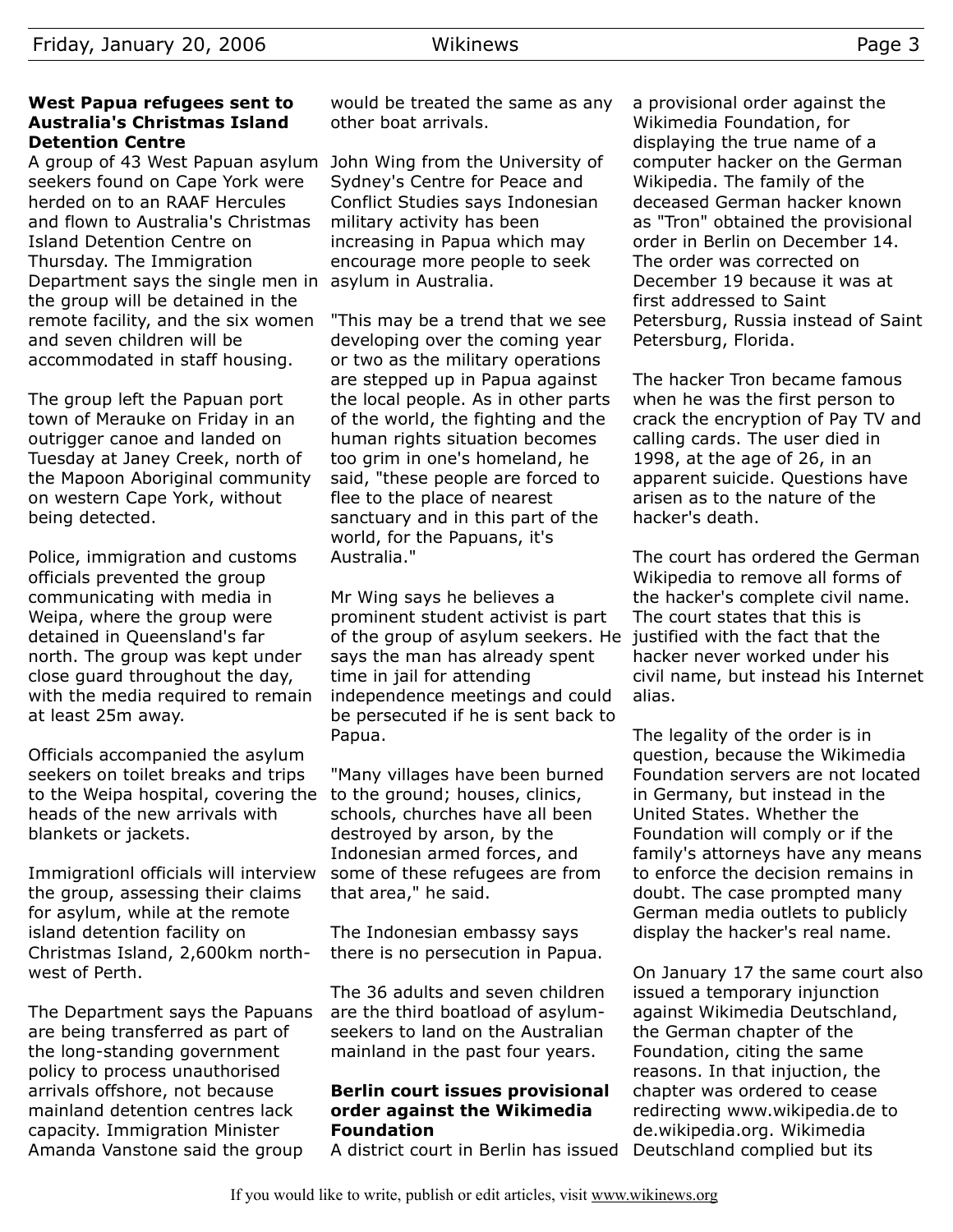### West Papua refugees sent to Australia's Christmas Island Detention Centre

A group of 43 West Papuan asylum seekers found on Cape York were herded on to an RAAF Hercules and flown to Australia's Christmas Island Detention Centre on Thursday. The Immigration Department says the single men in the group will be detained in the remote facility, and the six women and seven children will be accommodated in staff housing.

The group left the Papuan port town of Merauke on Friday in an outrigger canoe and landed on Tuesday at Janey Creek, north of the Mapoon Aboriginal community on western Cape York, without being detected.

Police, immigration and customs officials prevented the group communicating with media in Weipa, where the group were detained in Queensland's far north. The group was kept under close guard throughout the day, with the media required to remain at least 25m away.

Officials accompanied the asylum seekers on toilet breaks and trips to the Weipa hospital, covering the heads of the new arrivals with blankets or jackets.

Immigrationl officials will interview the group, assessing their claims for asylum, while at the remote island detention facility on Christmas Island, 2,600km north-west of Perth.

The Department says the Papuans are being transferred as part of the long-standing government policy to process unauthorised arrivals offshore, not because mainland detention centres lack capacity. Immigration Minister Amanda Vanstone said the group would be treated the same as any other boat arrivals.

John Wing from the University of Sydney's Centre for Peace and Conflict Studies says Indonesian military activity has been increasing in Papua which may encourage more people to seek asylum in Australia.

"This may be a trend that we see developing over the coming year or two as the military operations are stepped up in Papua against the local people. As in other parts of the world, the fighting and the human rights situation becomes too grim in one's homeland, he said, "these people are forced to flee to the place of nearest sanctuary and in this part of the world, for the Papuans, it's Australia."

Mr Wing says he believes a prominent student activist is part of the group of asylum seekers. He says the man has already spent time in jail for attending independence meetings and could be persecuted if he is sent back to Papua.

"Many villages have been burned to the ground; houses, clinics, schools, churches have all been destroyed by arson, by the Indonesian armed forces, and some of these refugees are from that area," he said.

The Indonesian embassy says there is no persecution in Papua.

The 36 adults and seven children are the third boatload of asylum-seekers to land on the Australian mainland in the past four years.

### Berlin court issues provisional order against the Wikimedia Foundation

A district court in Berlin has issued a provisional order against the Wikimedia Foundation, for displaying the true name of a computer hacker on the German Wikipedia. The family of the deceased German hacker known as "Tron" obtained the provisional order in Berlin on December 14. The order was corrected on December 19 because it was at first addressed to Saint Petersburg, Russia instead of Saint Petersburg, Florida.

The hacker Tron became famous when he was the first person to crack the encryption of Pay TV and calling cards. The user died in 1998, at the age of 26, in an apparent suicide. Questions have arisen as to the nature of the hacker's death.

The court has ordered the German Wikipedia to remove all forms of the hacker's complete civil name. The court states that this is justified with the fact that the hacker never worked under his civil name, but instead his Internet alias.

The legality of the order is in question, because the Wikimedia Foundation servers are not located in Germany, but instead in the United States. Whether the Foundation will comply or if the family's attorneys have any means to enforce the decision remains in doubt. The case prompted many German media outlets to publicly display the hacker's real name.

On January 17 the same court also issued a temporary injunction against Wikimedia Deutschland, the German chapter of the Foundation, citing the same reasons. In that injuction, the chapter was ordered to cease redirecting www.wikipedia.de to de.wikipedia.org. Wikimedia Deutschland complied but its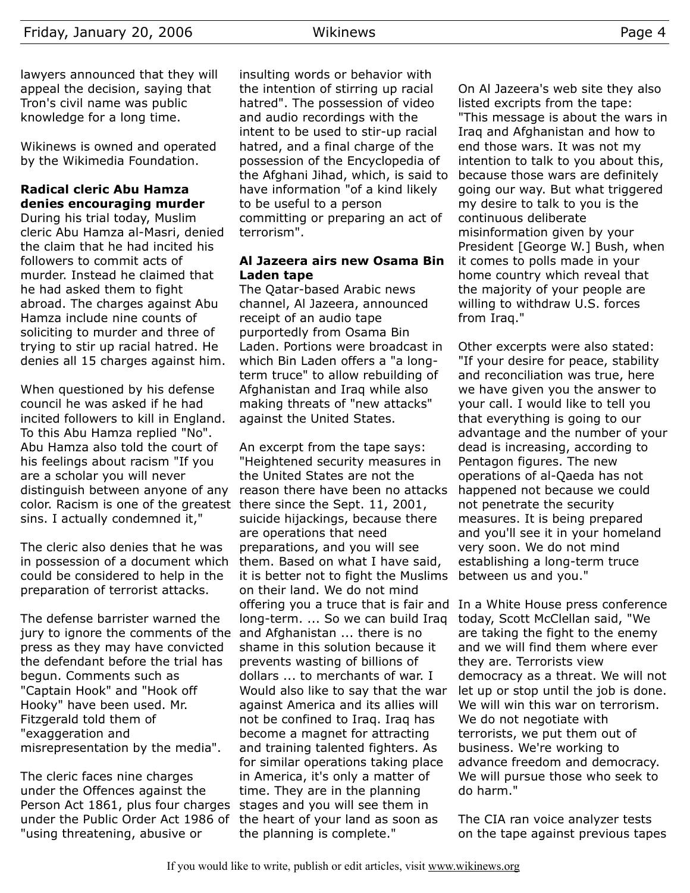lawyers announced that they will appeal the decision, saying that Tron's civil name was public knowledge for a long time.

Wikinews is owned and operated by the Wikimedia Foundation.

**Radical cleric Abu Hamza denies encouraging murder**

During his trial today, Muslim cleric Abu Hamza al-Masri, denied the claim that he had incited his followers to commit acts of murder. Instead he claimed that he had asked them to fight abroad. The charges against Abu Hamza include nine counts of soliciting to murder and three of trying to stir up racial hatred. He denies all 15 charges against him.

When questioned by his defense council he was asked if he had incited followers to kill in England. To this Abu Hamza replied "No". Abu Hamza also told the court of his feelings about racism "If you are a scholar you will never distinguish between anyone of any color. Racism is one of the greatest sins. I actually condemned it,"

The cleric also denies that he was in possession of a document which could be considered to help in the preparation of terrorist attacks.

The defense barrister warned the jury to ignore the comments of the press as they may have convicted the defendant before the trial has begun. Comments such as "Captain Hook" and "Hook off Hooky" have been used. Mr. Fitzgerald told them of "exaggeration and misrepresentation by the media".

The cleric faces nine charges under the Offences against the Person Act 1861, plus four charges under the Public Order Act 1986 of "using threatening, abusive or insulting words or behavior with the intention of stirring up racial hatred". The possession of video and audio recordings with the intent to be used to stir-up racial hatred, and a final charge of the possession of the Encyclopedia of the Afghani Jihad, which, is said to have information "of a kind likely to be useful to a person committing or preparing an act of terrorism".

**Al Jazeera airs new Osama Bin Laden tape**

The Qatar-based Arabic news channel, Al Jazeera, announced receipt of an audio tape purportedly from Osama Bin Laden. Portions were broadcast in which Bin Laden offers a "a long-term truce" to allow rebuilding of Afghanistan and Iraq while also making threats of "new attacks" against the United States.

An excerpt from the tape says: "Heightened security measures in the United States are not the reason there have been no attacks there since the Sept. 11, 2001, suicide hijackings, because there are operations that need preparations, and you will see them. Based on what I have said, it is better not to fight the Muslims on their land. We do not mind offering you a truce that is fair and long-term. ... So we can build Iraq and Afghanistan ... there is no shame in this solution because it prevents wasting of billions of dollars ... to merchants of war. I Would also like to say that the war against America and its allies will not be confined to Iraq. Iraq has become a magnet for attracting and training talented fighters. As for similar operations taking place in America, it's only a matter of time. They are in the planning stages and you will see them in the heart of your land as soon as the planning is complete."

On Al Jazeera's web site they also listed excripts from the tape: "This message is about the wars in Iraq and Afghanistan and how to end those wars. It was not my intention to talk to you about this, because those wars are definitely going our way. But what triggered my desire to talk to you is the continuous deliberate misinformation given by your President [George W.] Bush, when it comes to polls made in your home country which reveal that the majority of your people are willing to withdraw U.S. forces from Iraq."

Other excerpts were also stated: "If your desire for peace, stability and reconciliation was true, here we have given you the answer to your call. I would like to tell you that everything is going to our advantage and the number of your dead is increasing, according to Pentagon figures. The new operations of al-Qaeda has not happened not because we could not penetrate the security measures. It is being prepared and you'll see it in your homeland very soon. We do not mind establishing a long-term truce between us and you."

In a White House press conference today, Scott McClellan said, "We are taking the fight to the enemy and we will find them where ever they are. Terrorists view democracy as a threat. We will not let up or stop until the job is done. We will win this war on terrorism. We do not negotiate with terrorists, we put them out of business. We're working to advance freedom and democracy. We will pursue those who seek to do harm."

The CIA ran voice analyzer tests on the tape against previous tapes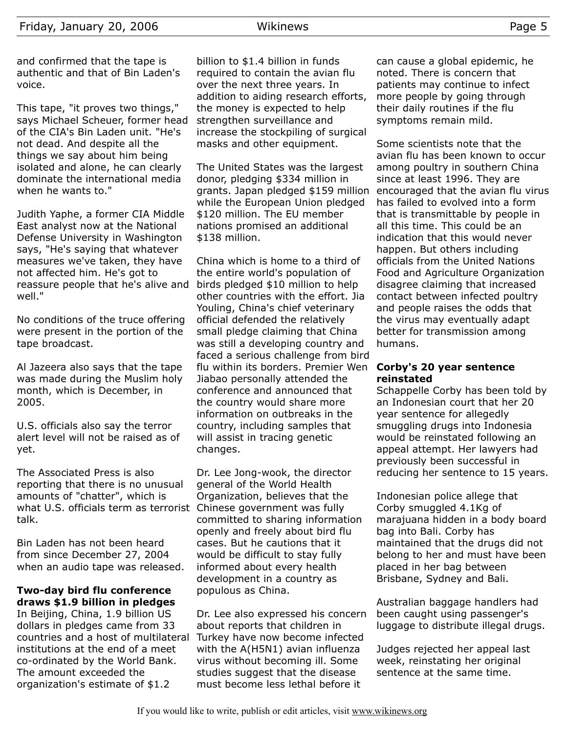and confirmed that the tape is authentic and that of Bin Laden's voice.

This tape, "it proves two things," says Michael Scheuer, former head of the CIA's Bin Laden unit. "He's not dead. And despite all the things we say about him being isolated and alone, he can clearly dominate the international media when he wants to."

Judith Yaphe, a former CIA Middle East analyst now at the National Defense University in Washington says, "He's saying that whatever measures we've taken, they have not affected him. He's got to reassure people that he's alive and well."

No conditions of the truce offering were present in the portion of the tape broadcast.

Al Jazeera also says that the tape was made during the Muslim holy month, which is December, in 2005.

U.S. officials also say the terror alert level will not be raised as of yet.

The Associated Press is also reporting that there is no unusual amounts of "chatter", which is what U.S. officials term as terrorist talk.

Bin Laden has not been heard from since December 27, 2004 when an audio tape was released.

## Two-day bird flu conference draws $1.9 billion in pledges

In Beijing, China, 1.9 billion US dollars in pledges came from 33 countries and a host of multilateral institutions at the end of a meet co-ordinated by the World Bank. The amount exceeded the organization's estimate of $1.2 billion to $1.4 billion in funds required to contain the avian flu over the next three years. In addition to aiding research efforts, the money is expected to help strengthen surveillance and increase the stockpiling of surgical masks and other equipment.

The United States was the largest donor, pledging $334 million in grants. Japan pledged $159 million while the European Union pledged $120 million. The EU member nations promised an additional $138 million.

China which is home to a third of the entire world's population of birds pledged $10 million to help other countries with the effort. Jia Youling, China's chief veterinary official defended the relatively small pledge claiming that China was still a developing country and faced a serious challenge from bird flu within its borders. Premier Wen Jiabao personally attended the conference and announced that the country would share more information on outbreaks in the country, including samples that will assist in tracing genetic changes.

Dr. Lee Jong-wook, the director general of the World Health Organization, believes that the Chinese government was fully committed to sharing information openly and freely about bird flu cases. But he cautions that it would be difficult to stay fully informed about every health development in a country as populous as China.

Dr. Lee also expressed his concern about reports that children in Turkey have now become infected with the A(H5N1) avian influenza virus without becoming ill. Some studies suggest that the disease must become less lethal before it can cause a global epidemic, he noted. There is concern that patients may continue to infect more people by going through their daily routines if the flu symptoms remain mild.

Some scientists note that the avian flu has been known to occur among poultry in southern China since at least 1996. They are encouraged that the avian flu virus has failed to evolved into a form that is transmittable by people in all this time. This could be an indication that this would never happen. But others including officials from the United Nations Food and Agriculture Organization disagree claiming that increased contact between infected poultry and people raises the odds that the virus may eventually adapt better for transmission among humans.

## Corby's 20 year sentence reinstated

Schappelle Corby has been told by an Indonesian court that her 20 year sentence for allegedly smuggling drugs into Indonesia would be reinstated following an appeal attempt. Her lawyers had previously been successful in reducing her sentence to 15 years.

Indonesian police allege that Corby smuggled 4.1Kg of marajuana hidden in a body board bag into Bali. Corby has maintained that the drugs did not belong to her and must have been placed in her bag between Brisbane, Sydney and Bali.

Australian baggage handlers had been caught using passenger's luggage to distribute illegal drugs.

Judges rejected her appeal last week, reinstating her original sentence at the same time.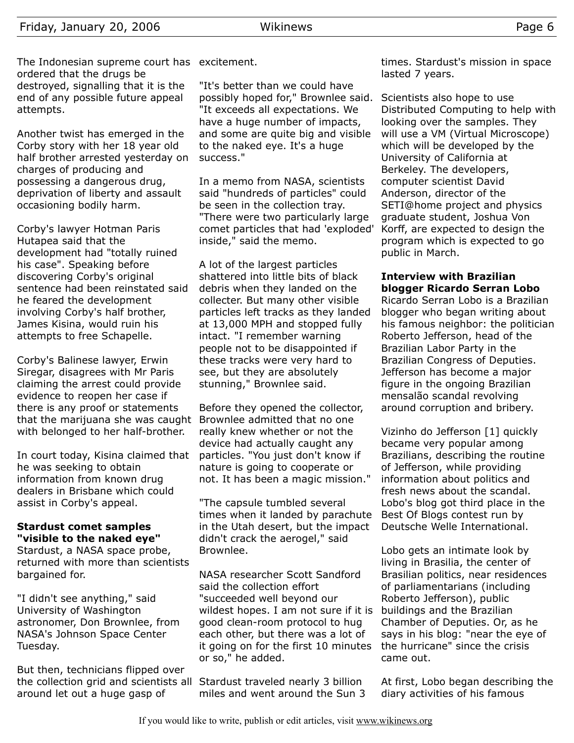The Indonesian supreme court has ordered that the drugs be destroyed, signalling that it is the end of any possible future appeal attempts.

Another twist has emerged in the Corby story with her 18 year old half brother arrested yesterday on charges of producing and possessing a dangerous drug, deprivation of liberty and assault occasioning bodily harm.

Corby's lawyer Hotman Paris Hutapea said that the development had "totally ruined his case". Speaking before discovering Corby's original sentence had been reinstated said he feared the development involving Corby's half brother, James Kisina, would ruin his attempts to free Schapelle.

Corby's Balinese lawyer, Erwin Siregar, disagrees with Mr Paris claiming the arrest could provide evidence to reopen her case if there is any proof or statements that the marijuana she was caught with belonged to her half-brother.

In court today, Kisina claimed that he was seeking to obtain information from known drug dealers in Brisbane which could assist in Corby's appeal.

### Stardust comet samples "visible to the naked eye"

Stardust, a NASA space probe, returned with more than scientists bargained for.

"I didn't see anything," said University of Washington astronomer, Don Brownlee, from NASA's Johnson Space Center Tuesday.

But then, technicians flipped over the collection grid and scientists all around let out a huge gasp of excitement.

"It's better than we could have possibly hoped for," Brownlee said. "It exceeds all expectations. We have a huge number of impacts, and some are quite big and visible to the naked eye. It's a huge success."

In a memo from NASA, scientists said "hundreds of particles" could be seen in the collection tray. "There were two particularly large comet particles that had 'exploded' inside," said the memo.

A lot of the largest particles shattered into little bits of black debris when they landed on the collecter. But many other visible particles left tracks as they landed at 13,000 MPH and stopped fully intact. "I remember warning people not to be disappointed if these tracks were very hard to see, but they are absolutely stunning," Brownlee said.

Before they opened the collector, Brownlee admitted that no one really knew whether or not the device had actually caught any particles. "You just don't know if nature is going to cooperate or not. It has been a magic mission."

"The capsule tumbled several times when it landed by parachute in the Utah desert, but the impact didn't crack the aerogel," said Brownlee.

NASA researcher Scott Sandford said the collection effort "succeeded well beyond our wildest hopes. I am not sure if it is good clean-room protocol to hug each other, but there was a lot of it going on for the first 10 minutes or so," he added.

Stardust traveled nearly 3 billion miles and went around the Sun 3 times. Stardust's mission in space lasted 7 years.

Scientists also hope to use Distributed Computing to help with looking over the samples. They will use a VM (Virtual Microscope) which will be developed by the University of California at Berkeley. The developers, computer scientist David Anderson, director of the SETI@home project and physics graduate student, Joshua Von Korff, are expected to design the program which is expected to go public in March.

### Interview with Brazilian blogger Ricardo Serran Lobo

Ricardo Serran Lobo is a Brazilian blogger who began writing about his famous neighbor: the politician Roberto Jefferson, head of the Brazilian Labor Party in the Brazilian Congress of Deputies. Jefferson has become a major figure in the ongoing Brazilian mensalão scandal revolving around corruption and bribery.

Vizinho do Jefferson [1] quickly became very popular among Brazilians, describing the routine of Jefferson, while providing information about politics and fresh news about the scandal. Lobo's blog got third place in the Best Of Blogs contest run by Deutsche Welle International.

Lobo gets an intimate look by living in Brasilia, the center of Brasilian politics, near residences of parliamentarians (including Roberto Jefferson), public buildings and the Brazilian Chamber of Deputies. Or, as he says in his blog: "near the eye of the hurricane" since the crisis came out.

At first, Lobo began describing the diary activities of his famous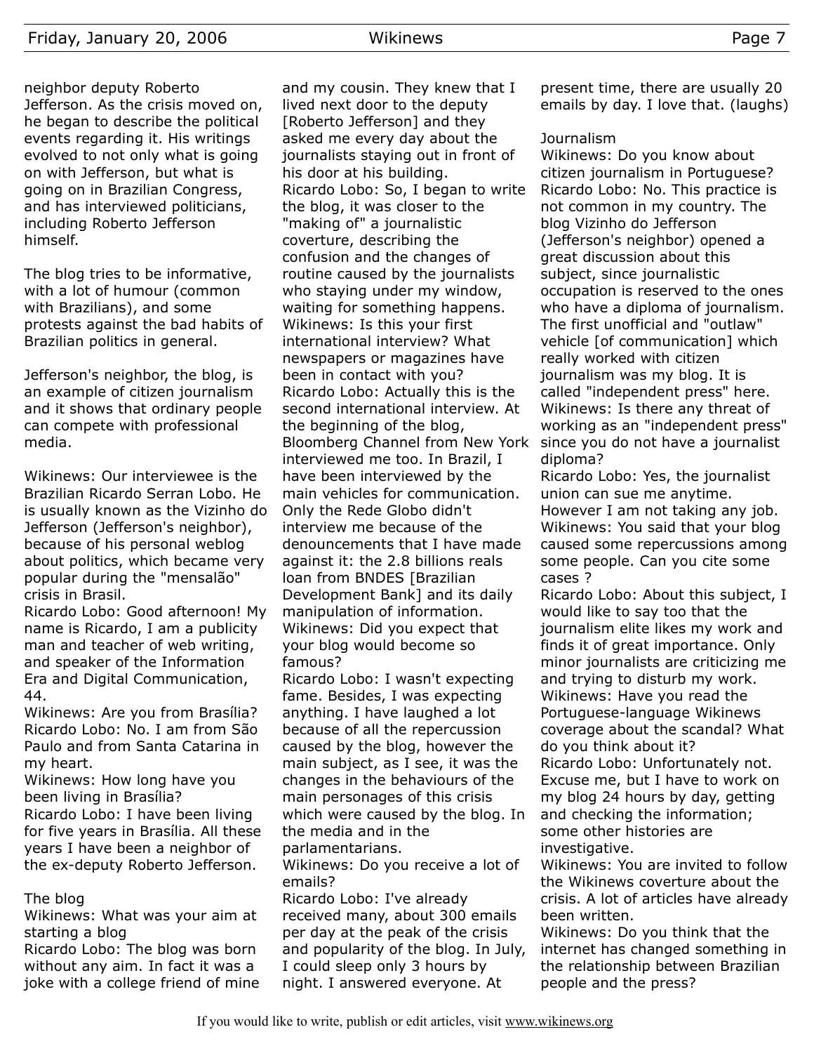neighbor deputy Roberto Jefferson. As the crisis moved on, he began to describe the political events regarding it. His writings evolved to not only what is going on with Jefferson, but what is going on in Brazilian Congress, and has interviewed politicians, including Roberto Jefferson himself.

The blog tries to be informative, with a lot of humour (common with Brazilians), and some protests against the bad habits of Brazilian politics in general.

Jefferson's neighbor, the blog, is an example of citizen journalism and it shows that ordinary people can compete with professional media.

Wikinews: Our interviewee is the Brazilian Ricardo Serran Lobo. He is usually known as the Vizinho do Jefferson (Jefferson's neighbor), because of his personal weblog about politics, which became very popular during the "mensalão" crisis in Brasil.
Ricardo Lobo: Good afternoon! My name is Ricardo, I am a publicity man and teacher of web writing, and speaker of the Information Era and Digital Communication, 44.
Wikinews: Are you from Brasília?
Ricardo Lobo: No. I am from São Paulo and from Santa Catarina in my heart.
Wikinews: How long have you been living in Brasília?
Ricardo Lobo: I have been living for five years in Brasília. All these years I have been a neighbor of the ex-deputy Roberto Jefferson.

### The blog

Wikinews: What was your aim at starting a blog
Ricardo Lobo: The blog was born without any aim. In fact it was a joke with a college friend of mine and my cousin. They knew that I lived next door to the deputy [Roberto Jefferson] and they asked me every day about the journalists staying out in front of his door at his building.
Ricardo Lobo: So, I began to write the blog, it was closer to the "making of" a journalistic coverture, describing the confusion and the changes of routine caused by the journalists who staying under my window, waiting for something happens.
Wikinews: Is this your first international interview? What newspapers or magazines have been in contact with you?
Ricardo Lobo: Actually this is the second international interview. At the beginning of the blog, Bloomberg Channel from New York interviewed me too. In Brazil, I have been interviewed by the main vehicles for communication. Only the Rede Globo didn't interview me because of the denouncements that I have made against it: the 2.8 billions reals loan from BNDES [Brazilian Development Bank] and its daily manipulation of information.
Wikinews: Did you expect that your blog would become so famous?
Ricardo Lobo: I wasn't expecting fame. Besides, I was expecting anything. I have laughed a lot because of all the repercussion caused by the blog, however the main subject, as I see, it was the changes in the behaviours of the main personages of this crisis which were caused by the blog. In the media and in the parlamentarians.
Wikinews: Do you receive a lot of emails?
Ricardo Lobo: I've already received many, about 300 emails per day at the peak of the crisis and popularity of the blog. In July, I could sleep only 3 hours by night. I answered everyone. At present time, there are usually 20 emails by day. I love that. (laughs)

### Journalism

Wikinews: Do you know about citizen journalism in Portuguese?
Ricardo Lobo: No. This practice is not common in my country. The blog Vizinho do Jefferson (Jefferson's neighbor) opened a great discussion about this subject, since journalistic occupation is reserved to the ones who have a diploma of journalism. The first unofficial and "outlaw" vehicle [of communication] which really worked with citizen journalism was my blog. It is called "independent press" here.
Wikinews: Is there any threat of working as an "independent press" since you do not have a journalist diploma?
Ricardo Lobo: Yes, the journalist union can sue me anytime. However I am not taking any job.
Wikinews: You said that your blog caused some repercussions among some people. Can you cite some cases ?
Ricardo Lobo: About this subject, I would like to say too that the journalism elite likes my work and finds it of great importance. Only minor journalists are criticizing me and trying to disturb my work.
Wikinews: Have you read the Portuguese-language Wikinews coverage about the scandal? What do you think about it?
Ricardo Lobo: Unfortunately not. Excuse me, but I have to work on my blog 24 hours by day, getting and checking the information; some other histories are investigative.
Wikinews: You are invited to follow the Wikinews coverture about the crisis. A lot of articles have already been written.
Wikinews: Do you think that the internet has changed something in the relationship between Brazilian people and the press?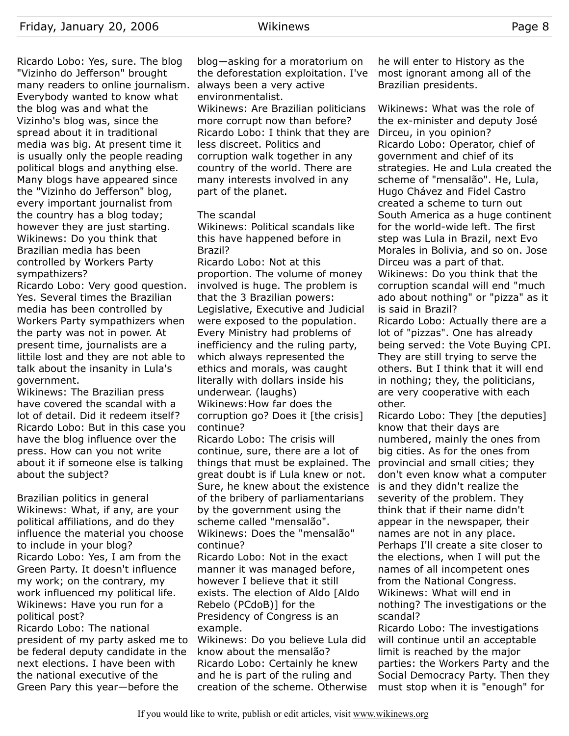Ricardo Lobo: Yes, sure. The blog "Vizinho do Jefferson" brought many readers to online journalism. Everybody wanted to know what the blog was and what the Vizinho's blog was, since the spread about it in traditional media was big. At present time it is usually only the people reading political blogs and anything else. Many blogs have appeared since the "Vizinho do Jefferson" blog, every important journalist from the country has a blog today; however they are just starting.

Wikinews: Do you think that Brazilian media has been controlled by Workers Party sympathizers?

Ricardo Lobo: Very good question. Yes. Several times the Brazilian media has been controlled by Workers Party sympathizers when the party was not in power. At present time, journalists are a littile lost and they are not able to talk about the insanity in Lula's government.

Wikinews: The Brazilian press have covered the scandal with a lot of detail. Did it redeem itself?

Ricardo Lobo: But in this case you have the blog influence over the press. How can you not write about it if someone else is talking about the subject?

### Brazilian politics in general

Wikinews: What, if any, are your political affiliations, and do they influence the material you choose to include in your blog?

Ricardo Lobo: Yes, I am from the Green Party. It doesn't influence my work; on the contrary, my work influenced my political life.

Wikinews: Have you run for a political post?

Ricardo Lobo: The national president of my party asked me to be federal deputy candidate in the next elections. I have been with the national executive of the Green Pary this year—before the blog—asking for a moratorium on the deforestation exploitation. I've always been a very active environmentalist.

Wikinews: Are Brazilian politicians more corrupt now than before?

Ricardo Lobo: I think that they are less discreet. Politics and corruption walk together in any country of the world. There are many interests involved in any part of the planet.

### The scandal

Wikinews: Political scandals like this have happened before in Brazil?

Ricardo Lobo: Not at this proportion. The volume of money involved is huge. The problem is that the 3 Brazilian powers: Legislative, Executive and Judicial were exposed to the population. Every Ministry had problems of inefficiency and the ruling party, which always represented the ethics and morals, was caught literally with dollars inside his underwear. (laughs)

Wikinews:How far does the corruption go? Does it [the crisis] continue?

Ricardo Lobo: The crisis will continue, sure, there are a lot of things that must be explained. The great doubt is if Lula knew or not. Sure, he knew about the existence of the bribery of parliamentarians by the government using the scheme called "mensalão".

Wikinews: Does the "mensalão" continue?

Ricardo Lobo: Not in the exact manner it was managed before, however I believe that it still exists. The election of Aldo [Aldo Rebelo (PCdoB)] for the Presidency of Congress is an example.

Wikinews: Do you believe Lula did know about the mensalão?

Ricardo Lobo: Certainly he knew and he is part of the ruling and creation of the scheme. Otherwise he will enter to History as the most ignorant among all of the Brazilian presidents.

Wikinews: What was the role of the ex-minister and deputy José Dirceu, in you opinion?

Ricardo Lobo: Operator, chief of government and chief of its strategies. He and Lula created the scheme of "mensalão". He, Lula, Hugo Chávez and Fidel Castro created a scheme to turn out South America as a huge continent for the world-wide left. The first step was Lula in Brazil, next Evo Morales in Bolivia, and so on. Jose Dirceu was a part of that.

Wikinews: Do you think that the corruption scandal will end "much ado about nothing" or "pizza" as it is said in Brazil?

Ricardo Lobo: Actually there are a lot of "pizzas". One has already being served: the Vote Buying CPI. They are still trying to serve the others. But I think that it will end in nothing; they, the politicians, are very cooperative with each other.

Ricardo Lobo: They [the deputies] know that their days are numbered, mainly the ones from big cities. As for the ones from provincial and small cities; they don't even know what a computer is and they didn't realize the severity of the problem. They think that if their name didn't appear in the newspaper, their names are not in any place. Perhaps I'll create a site closer to the elections, when I will put the names of all incompetent ones from the National Congress.

Wikinews: What will end in nothing? The investigations or the scandal?

Ricardo Lobo: The investigations will continue until an acceptable limit is reached by the major parties: the Workers Party and the Social Democracy Party. Then they must stop when it is "enough" for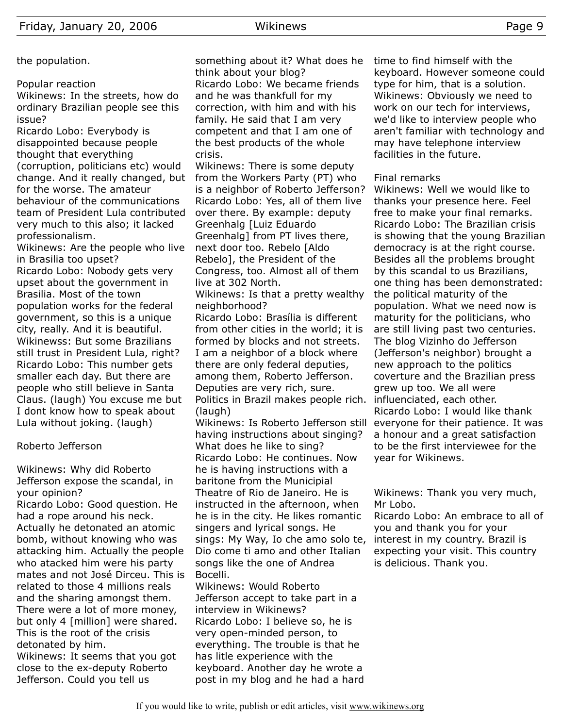the population.

### Popular reaction

Wikinews: In the streets, how do ordinary Brazilian people see this issue?
Ricardo Lobo: Everybody is disappointed because people thought that everything (corruption, politicians etc) would change. And it really changed, but for the worse. The amateur behaviour of the communications team of President Lula contributed very much to this also; it lacked professionalism.
Wikinews: Are the people who live in Brasilia too upset?
Ricardo Lobo: Nobody gets very upset about the government in Brasilia. Most of the town population works for the federal government, so this is a unique city, really. And it is beautiful.
Wikinewss: But some Brazilians still trust in President Lula, right?
Ricardo Lobo: This number gets smaller each day. But there are people who still believe in Santa Claus. (laugh) You excuse me but I dont know how to speak about Lula without joking. (laugh)

### Roberto Jefferson

Wikinews: Why did Roberto Jefferson expose the scandal, in your opinion?
Ricardo Lobo: Good question. He had a rope around his neck. Actually he detonated an atomic bomb, without knowing who was attacking him. Actually the people who atacked him were his party mates and not José Dirceu. This is related to those 4 millions reals and the sharing amongst them. There were a lot of more money, but only 4 [million] were shared. This is the root of the crisis detonated by him.
Wikinews: It seems that you got close to the ex-deputy Roberto Jefferson. Could you tell us something about it? What does he think about your blog?
Ricardo Lobo: We became friends and he was thankfull for my correction, with him and with his family. He said that I am very competent and that I am one of the best products of the whole crisis.
Wikinews: There is some deputy from the Workers Party (PT) who is a neighbor of Roberto Jefferson?
Ricardo Lobo: Yes, all of them live over there. By example: deputy Greenhalg [Luiz Eduardo Greenhalg] from PT lives there, next door too. Rebelo [Aldo Rebelo], the President of the Congress, too. Almost all of them live at 302 North.
Wikinews: Is that a pretty wealthy neighborhood?
Ricardo Lobo: Brasília is different from other cities in the world; it is formed by blocks and not streets. I am a neighbor of a block where there are only federal deputies, among them, Roberto Jefferson. Deputies are very rich, sure. Politics in Brazil makes people rich. (laugh)
Wikinews: Is Roberto Jefferson still having instructions about singing? What does he like to sing?
Ricardo Lobo: He continues. Now he is having instructions with a baritone from the Municipial Theatre of Rio de Janeiro. He is instructed in the afternoon, when he is in the city. He likes romantic singers and lyrical songs. He sings: My Way, Io che amo solo te, Dio come ti amo and other Italian songs like the one of Andrea Bocelli.
Wikinews: Would Roberto Jefferson accept to take part in a interview in Wikinews?
Ricardo Lobo: I believe so, he is very open-minded person, to everything. The trouble is that he has litle experience with the keyboard. Another day he wrote a post in my blog and he had a hard time to find himself with the keyboard. However someone could type for him, that is a solution.
Wikinews: Obviously we need to work on our tech for interviews, we'd like to interview people who aren't familiar with technology and may have telephone interview facilities in the future.

### Final remarks

Wikinews: Well we would like to thanks your presence here. Feel free to make your final remarks.
Ricardo Lobo: The Brazilian crisis is showing that the young Brazilian democracy is at the right course. Besides all the problems brought by this scandal to us Brazilians, one thing has been demonstrated: the political maturity of the population. What we need now is maturity for the politicians, who are still living past two centuries. The blog Vizinho do Jefferson (Jefferson's neighbor) brought a new approach to the politics coverture and the Brazilian press grew up too. We all were influenciated, each other.
Ricardo Lobo: I would like thank everyone for their patience. It was a honour and a great satisfaction to be the first interviewee for the year for Wikinews.

Wikinews: Thank you very much, Mr Lobo.
Ricardo Lobo: An embrace to all of you and thank you for your interest in my country. Brazil is expecting your visit. This country is delicious. Thank you.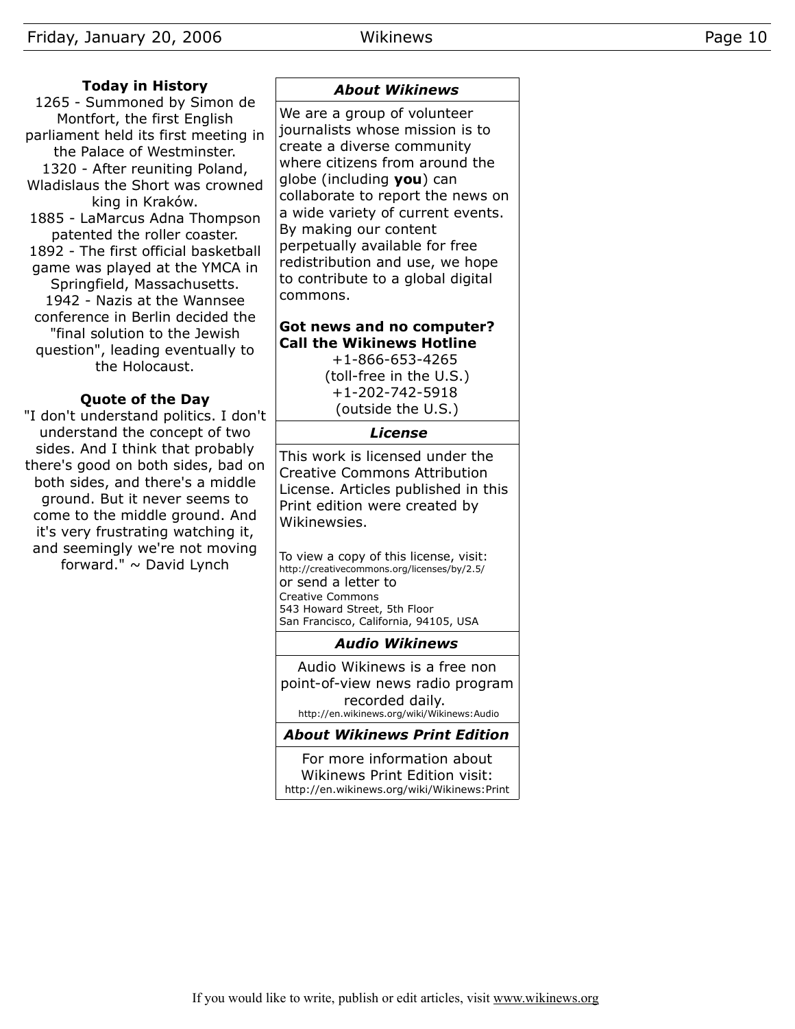**Today in History**

1265 - Summoned by Simon de Montfort, the first English parliament held its first meeting in the Palace of Westminster.
1320 - After reuniting Poland, Wladislaus the Short was crowned king in Kraków.
1885 - LaMarcus Adna Thompson patented the roller coaster.
1892 - The first official basketball game was played at the YMCA in Springfield, Massachusetts.
1942 - Nazis at the Wannsee conference in Berlin decided the "final solution to the Jewish question", leading eventually to the Holocaust.

**Quote of the Day**

"I don't understand politics. I don't understand the concept of two sides. And I think that probably there's good on both sides, bad on both sides, and there's a middle ground. But it never seems to come to the middle ground. And it's very frustrating watching it, and seemingly we're not moving forward." ~ David Lynch

### *About Wikinews*

We are a group of volunteer journalists whose mission is to create a diverse community where citizens from around the globe (including **you**) can collaborate to report the news on a wide variety of current events. By making our content perpetually available for free redistribution and use, we hope to contribute to a global digital commons.

**Got news and no computer?**
**Call the Wikinews Hotline**

+1-866-653-4265
(toll-free in the U.S.)
+1-202-742-5918
(outside the U.S.)

### *License*

This work is licensed under the Creative Commons Attribution License. Articles published in this Print edition were created by Wikinewsies.

To view a copy of this license, visit:
http://creativecommons.org/licenses/by/2.5/
or send a letter to
Creative Commons
543 Howard Street, 5th Floor
San Francisco, California, 94105, USA

### *Audio Wikinews*

Audio Wikinews is a free non point-of-view news radio program recorded daily.
http://en.wikinews.org/wiki/Wikinews:Audio

### *About Wikinews Print Edition*

For more information about Wikinews Print Edition visit:
http://en.wikinews.org/wiki/Wikinews:Print

If you would like to write, publish or edit articles, visit www.wikinews.org